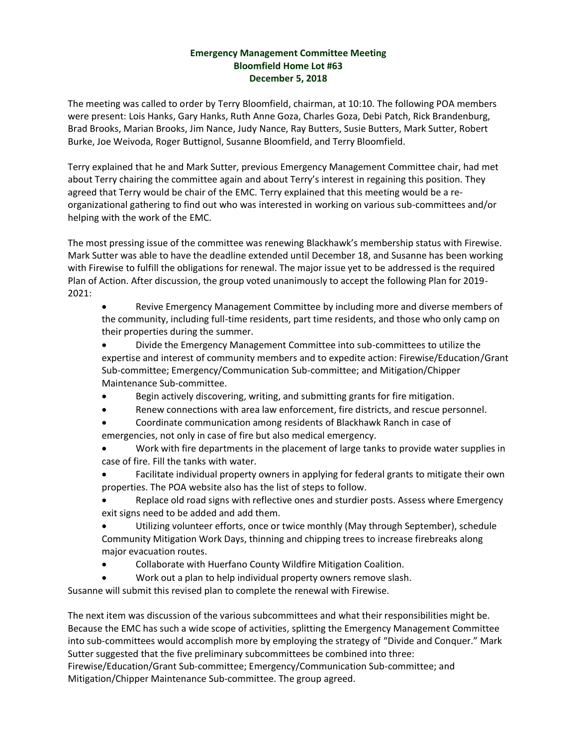**Emergency Management Committee Meeting**
**Bloomfield Home Lot #63**
**December 5, 2018**

The meeting was called to order by Terry Bloomfield, chairman, at 10:10. The following POA members were present: Lois Hanks, Gary Hanks, Ruth Anne Goza, Charles Goza, Debi Patch, Rick Brandenburg, Brad Brooks, Marian Brooks, Jim Nance, Judy Nance, Ray Butters, Susie Butters, Mark Sutter, Robert Burke, Joe Weivoda, Roger Buttignol, Susanne Bloomfield, and Terry Bloomfield.

Terry explained that he and Mark Sutter, previous Emergency Management Committee chair, had met about Terry chairing the committee again and about Terry's interest in regaining this position. They agreed that Terry would be chair of the EMC. Terry explained that this meeting would be a re-organizational gathering to find out who was interested in working on various sub-committees and/or helping with the work of the EMC.

The most pressing issue of the committee was renewing Blackhawk's membership status with Firewise. Mark Sutter was able to have the deadline extended until December 18, and Susanne has been working with Firewise to fulfill the obligations for renewal. The major issue yet to be addressed is the required Plan of Action. After discussion, the group voted unanimously to accept the following Plan for 2019-2021:

- Revive Emergency Management Committee by including more and diverse members of the community, including full-time residents, part time residents, and those who only camp on their properties during the summer.
- Divide the Emergency Management Committee into sub-committees to utilize the expertise and interest of community members and to expedite action: Firewise/Education/Grant Sub-committee; Emergency/Communication Sub-committee; and Mitigation/Chipper Maintenance Sub-committee.
- Begin actively discovering, writing, and submitting grants for fire mitigation.
- Renew connections with area law enforcement, fire districts, and rescue personnel.
- Coordinate communication among residents of Blackhawk Ranch in case of emergencies, not only in case of fire but also medical emergency.
- Work with fire departments in the placement of large tanks to provide water supplies in case of fire. Fill the tanks with water.
- Facilitate individual property owners in applying for federal grants to mitigate their own properties. The POA website also has the list of steps to follow.
- Replace old road signs with reflective ones and sturdier posts. Assess where Emergency exit signs need to be added and add them.
- Utilizing volunteer efforts, once or twice monthly (May through September), schedule Community Mitigation Work Days, thinning and chipping trees to increase firebreaks along major evacuation routes.
- Collaborate with Huerfano County Wildfire Mitigation Coalition.
- Work out a plan to help individual property owners remove slash.

Susanne will submit this revised plan to complete the renewal with Firewise.

The next item was discussion of the various subcommittees and what their responsibilities might be. Because the EMC has such a wide scope of activities, splitting the Emergency Management Committee into sub-committees would accomplish more by employing the strategy of "Divide and Conquer." Mark Sutter suggested that the five preliminary subcommittees be combined into three: Firewise/Education/Grant Sub-committee; Emergency/Communication Sub-committee; and Mitigation/Chipper Maintenance Sub-committee. The group agreed.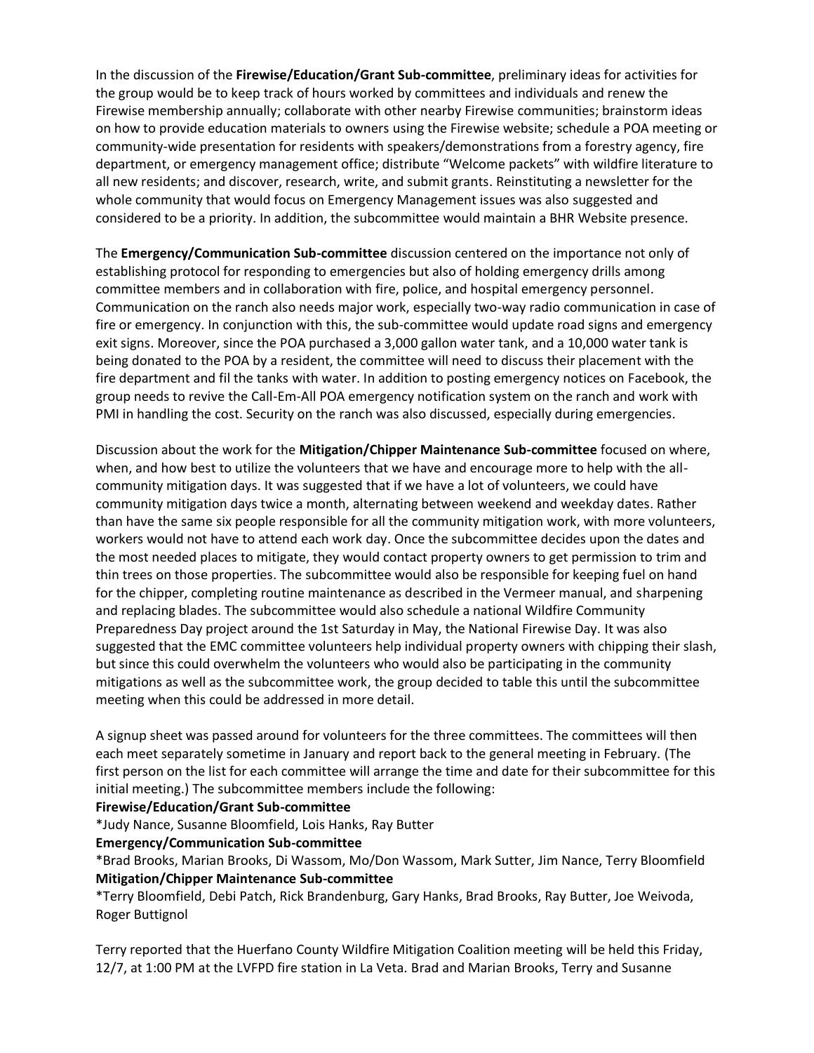In the discussion of the **Firewise/Education/Grant Sub-committee**, preliminary ideas for activities for the group would be to keep track of hours worked by committees and individuals and renew the Firewise membership annually; collaborate with other nearby Firewise communities; brainstorm ideas on how to provide education materials to owners using the Firewise website; schedule a POA meeting or community-wide presentation for residents with speakers/demonstrations from a forestry agency, fire department, or emergency management office; distribute "Welcome packets" with wildfire literature to all new residents; and discover, research, write, and submit grants. Reinstituting a newsletter for the whole community that would focus on Emergency Management issues was also suggested and considered to be a priority. In addition, the subcommittee would maintain a BHR Website presence.

The **Emergency/Communication Sub-committee** discussion centered on the importance not only of establishing protocol for responding to emergencies but also of holding emergency drills among committee members and in collaboration with fire, police, and hospital emergency personnel. Communication on the ranch also needs major work, especially two-way radio communication in case of fire or emergency. In conjunction with this, the sub-committee would update road signs and emergency exit signs. Moreover, since the POA purchased a 3,000 gallon water tank, and a 10,000 water tank is being donated to the POA by a resident, the committee will need to discuss their placement with the fire department and fil the tanks with water. In addition to posting emergency notices on Facebook, the group needs to revive the Call-Em-All POA emergency notification system on the ranch and work with PMI in handling the cost. Security on the ranch was also discussed, especially during emergencies.

Discussion about the work for the **Mitigation/Chipper Maintenance Sub-committee** focused on where, when, and how best to utilize the volunteers that we have and encourage more to help with the all-community mitigation days. It was suggested that if we have a lot of volunteers, we could have community mitigation days twice a month, alternating between weekend and weekday dates. Rather than have the same six people responsible for all the community mitigation work, with more volunteers, workers would not have to attend each work day. Once the subcommittee decides upon the dates and the most needed places to mitigate, they would contact property owners to get permission to trim and thin trees on those properties. The subcommittee would also be responsible for keeping fuel on hand for the chipper, completing routine maintenance as described in the Vermeer manual, and sharpening and replacing blades. The subcommittee would also schedule a national Wildfire Community Preparedness Day project around the 1st Saturday in May, the National Firewise Day. It was also suggested that the EMC committee volunteers help individual property owners with chipping their slash, but since this could overwhelm the volunteers who would also be participating in the community mitigations as well as the subcommittee work, the group decided to table this until the subcommittee meeting when this could be addressed in more detail.

A signup sheet was passed around for volunteers for the three committees. The committees will then each meet separately sometime in January and report back to the general meeting in February. (The first person on the list for each committee will arrange the time and date for their subcommittee for this initial meeting.) The subcommittee members include the following:

**Firewise/Education/Grant Sub-committee**

*Judy Nance, Susanne Bloomfield, Lois Hanks, Ray Butter

**Emergency/Communication Sub-committee**

*Brad Brooks, Marian Brooks, Di Wassom, Mo/Don Wassom, Mark Sutter, Jim Nance, Terry Bloomfield

**Mitigation/Chipper Maintenance Sub-committee**

*Terry Bloomfield, Debi Patch, Rick Brandenburg, Gary Hanks, Brad Brooks, Ray Butter, Joe Weivoda, Roger Buttignol

Terry reported that the Huerfano County Wildfire Mitigation Coalition meeting will be held this Friday, 12/7, at 1:00 PM at the LVFPD fire station in La Veta. Brad and Marian Brooks, Terry and Susanne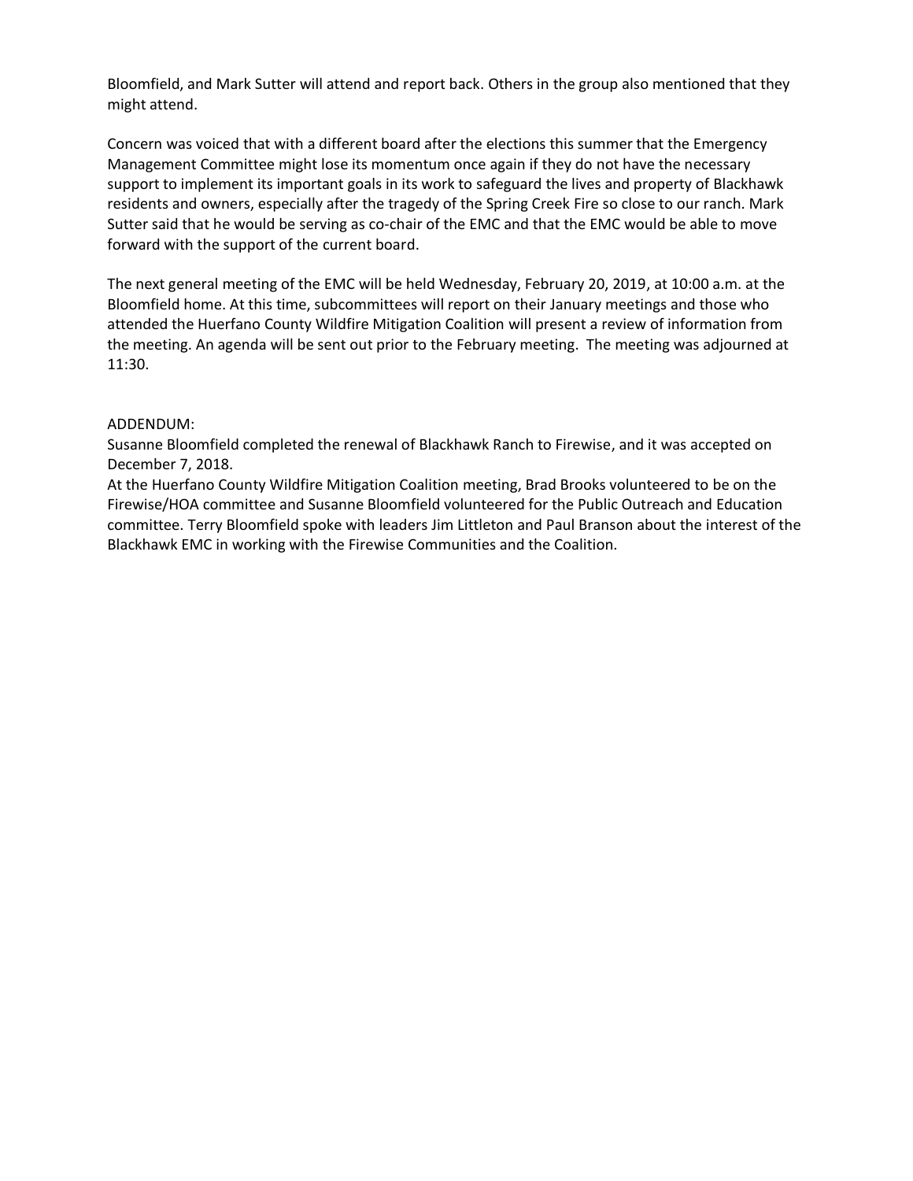Bloomfield, and Mark Sutter will attend and report back. Others in the group also mentioned that they might attend.

Concern was voiced that with a different board after the elections this summer that the Emergency Management Committee might lose its momentum once again if they do not have the necessary support to implement its important goals in its work to safeguard the lives and property of Blackhawk residents and owners, especially after the tragedy of the Spring Creek Fire so close to our ranch. Mark Sutter said that he would be serving as co-chair of the EMC and that the EMC would be able to move forward with the support of the current board.

The next general meeting of the EMC will be held Wednesday, February 20, 2019, at 10:00 a.m. at the Bloomfield home. At this time, subcommittees will report on their January meetings and those who attended the Huerfano County Wildfire Mitigation Coalition will present a review of information from the meeting. An agenda will be sent out prior to the February meeting. The meeting was adjourned at 11:30.

ADDENDUM:

Susanne Bloomfield completed the renewal of Blackhawk Ranch to Firewise, and it was accepted on December 7, 2018.

At the Huerfano County Wildfire Mitigation Coalition meeting, Brad Brooks volunteered to be on the Firewise/HOA committee and Susanne Bloomfield volunteered for the Public Outreach and Education committee. Terry Bloomfield spoke with leaders Jim Littleton and Paul Branson about the interest of the Blackhawk EMC in working with the Firewise Communities and the Coalition.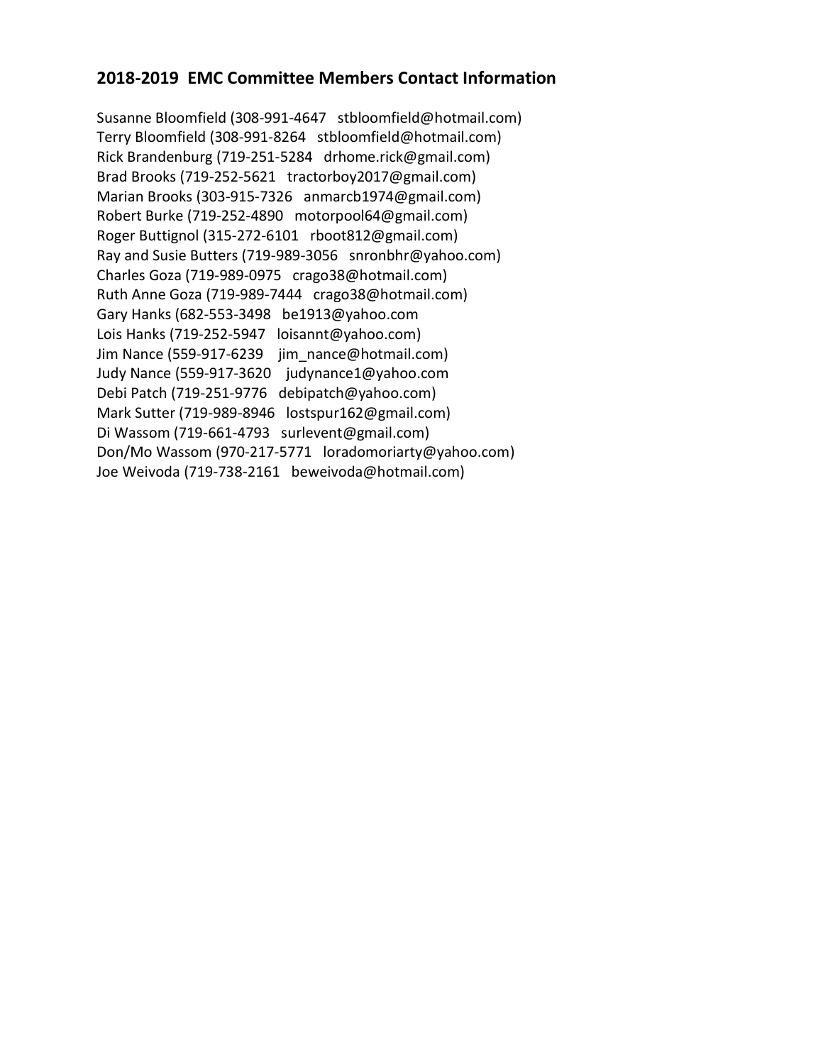## 2018-2019 EMC Committee Members Contact Information

Susanne Bloomfield (308-991-4647 stbloomfield@hotmail.com)
Terry Bloomfield (308-991-8264 stbloomfield@hotmail.com)
Rick Brandenburg (719-251-5284 drhome.rick@gmail.com)
Brad Brooks (719-252-5621 tractorboy2017@gmail.com)
Marian Brooks (303-915-7326 anmarcb1974@gmail.com)
Robert Burke (719-252-4890 motorpool64@gmail.com)
Roger Buttignol (315-272-6101 rboot812@gmail.com)
Ray and Susie Butters (719-989-3056 snronbhr@yahoo.com)
Charles Goza (719-989-0975 crago38@hotmail.com)
Ruth Anne Goza (719-989-7444 crago38@hotmail.com)
Gary Hanks (682-553-3498 be1913@yahoo.com
Lois Hanks (719-252-5947 loisannt@yahoo.com)
Jim Nance (559-917-6239 jim_nance@hotmail.com)
Judy Nance (559-917-3620 judynance1@yahoo.com
Debi Patch (719-251-9776 debipatch@yahoo.com)
Mark Sutter (719-989-8946 lostspur162@gmail.com)
Di Wassom (719-661-4793 surlevent@gmail.com)
Don/Mo Wassom (970-217-5771 loradomoriarty@yahoo.com)
Joe Weivoda (719-738-2161 beweivoda@hotmail.com)